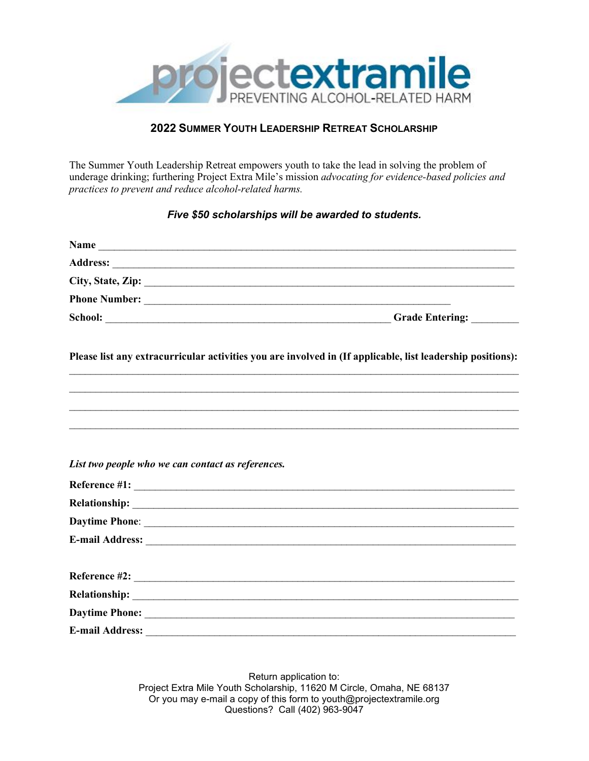# projectextramile

PREVENTING ALCOHOL-RELATED HARM

## 2022 Summer Youth Leadership Retreat Scholarship

The Summer Youth Leadership Retreat empowers youth to take the lead in solving the problem of underage drinking; furthering Project Extra Mile's mission *advocating for evidence-based policies and practices to prevent and reduce alcohol-related harms.*

***Five $50 scholarships will be awarded to students.***

**Name** ______________________________________________________________________

**Address:** ____________________________________________________________________

**City, State, Zip:** _______________________________________________________________

**Phone Number:** ____________________________________________________

**School:** __________________________________________________ **Grade Entering:** ________

**Please list any extracurricular activities you are involved in (If applicable, list leadership positions):**

____________________________________________________________________________

____________________________________________________________________________

____________________________________________________________________________

____________________________________________________________________________

***List two people who we can contact as references.***

**Reference #1:** __________________________________________________________________

**Relationship:** __________________________________________________________________

**Daytime Phone**: ________________________________________________________________

**E-mail Address:** _______________________________________________________________

**Reference #2:** __________________________________________________________________

**Relationship:** __________________________________________________________________

**Daytime Phone:** ________________________________________________________________

**E-mail Address:** _______________________________________________________________

Return application to:
Project Extra Mile Youth Scholarship, 11620 M Circle, Omaha, NE 68137
Or you may e-mail a copy of this form to youth@projectextramile.org
Questions? Call (402) 963-9047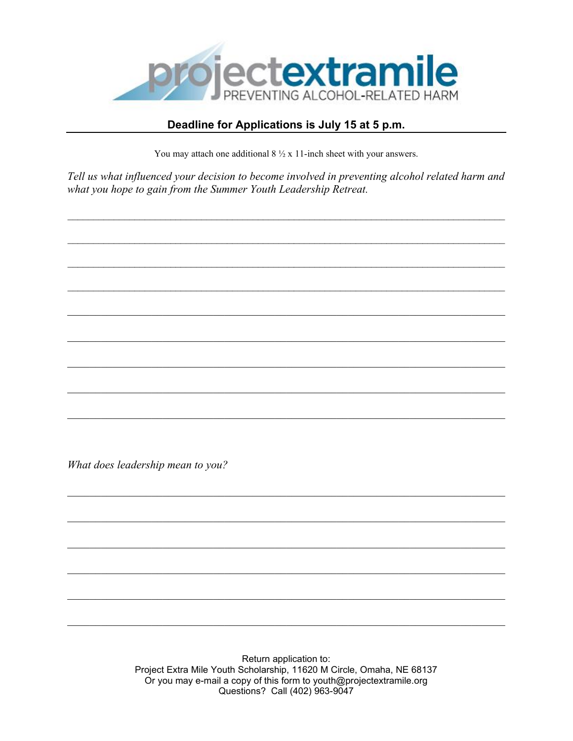projectextramile
PREVENTING ALCOHOL-RELATED HARM

**Deadline for Applications is July 15 at 5 p.m.**

You may attach one additional 8 ½ x 11-inch sheet with your answers.

*Tell us what influenced your decision to become involved in preventing alcohol related harm and what you hope to gain from the Summer Youth Leadership Retreat.*

___________________________________________________________________________

___________________________________________________________________________

___________________________________________________________________________

___________________________________________________________________________

___________________________________________________________________________

___________________________________________________________________________

___________________________________________________________________________

___________________________________________________________________________

___________________________________________________________________________

*What does leadership mean to you?*

___________________________________________________________________________

___________________________________________________________________________

___________________________________________________________________________

___________________________________________________________________________

___________________________________________________________________________

___________________________________________________________________________

Return application to:
Project Extra Mile Youth Scholarship, 11620 M Circle, Omaha, NE 68137
Or you may e-mail a copy of this form to youth@projectextramile.org
Questions? Call (402) 963-9047